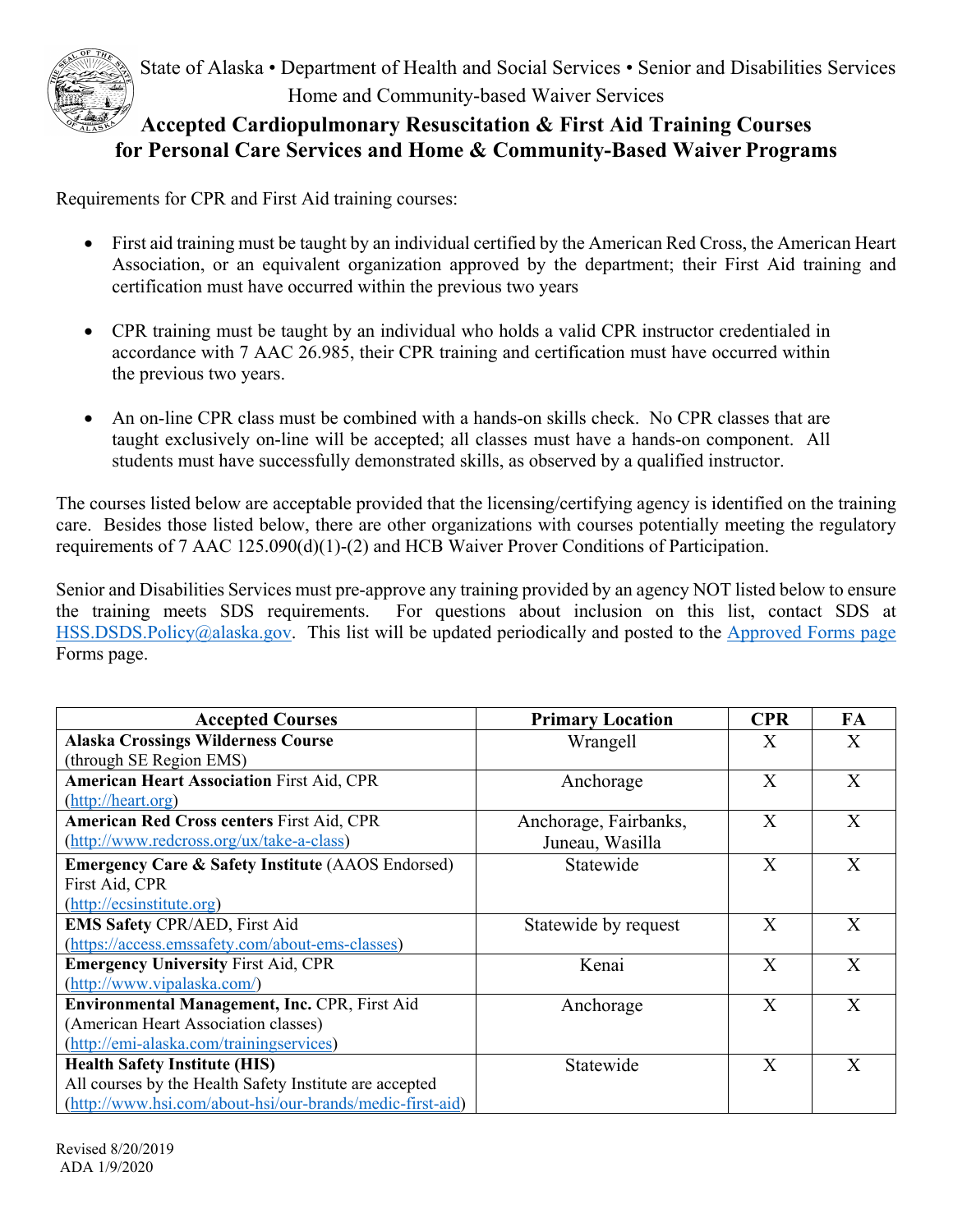State of Alaska • Department of Health and Social Services • Senior and Disabilities Services
Home and Community-based Waiver Services

# Accepted Cardiopulmonary Resuscitation & First Aid Training Courses for Personal Care Services and Home & Community-Based Waiver Programs

Requirements for CPR and First Aid training courses:

- First aid training must be taught by an individual certified by the American Red Cross, the American Heart Association, or an equivalent organization approved by the department; their First Aid training and certification must have occurred within the previous two years
- CPR training must be taught by an individual who holds a valid CPR instructor credentialed in accordance with 7 AAC 26.985, their CPR training and certification must have occurred within the previous two years.
- An on-line CPR class must be combined with a hands-on skills check. No CPR classes that are taught exclusively on-line will be accepted; all classes must have a hands-on component. All students must have successfully demonstrated skills, as observed by a qualified instructor.

The courses listed below are acceptable provided that the licensing/certifying agency is identified on the training care. Besides those listed below, there are other organizations with courses potentially meeting the regulatory requirements of 7 AAC 125.090(d)(1)-(2) and HCB Waiver Prover Conditions of Participation.

Senior and Disabilities Services must pre-approve any training provided by an agency NOT listed below to ensure the training meets SDS requirements. For questions about inclusion on this list, contact SDS at HSS.DSDS.Policy@alaska.gov. This list will be updated periodically and posted to the Approved Forms page Forms page.

| Accepted Courses | Primary Location | CPR | FA |
|---|---|---|---|
| **Alaska Crossings Wilderness Course** (through SE Region EMS) | Wrangell | X | X |
| **American Heart Association** First Aid, CPR (http://heart.org) | Anchorage | X | X |
| **American Red Cross centers** First Aid, CPR (http://www.redcross.org/ux/take-a-class) | Anchorage, Fairbanks, Juneau, Wasilla | X | X |
| **Emergency Care & Safety Institute** (AAOS Endorsed) First Aid, CPR (http://ecsinstitute.org) | Statewide | X | X |
| **EMS Safety** CPR/AED, First Aid (https://access.emssafety.com/about-ems-classes) | Statewide by request | X | X |
| **Emergency University** First Aid, CPR (http://www.vipalaska.com/) | Kenai | X | X |
| **Environmental Management, Inc.** CPR, First Aid (American Heart Association classes) (http://emi-alaska.com/trainingservices) | Anchorage | X | X |
| **Health Safety Institute (HIS)** All courses by the Health Safety Institute are accepted (http://www.hsi.com/about-hsi/our-brands/medic-first-aid) | Statewide | X | X |

Revised 8/20/2019
ADA 1/9/2020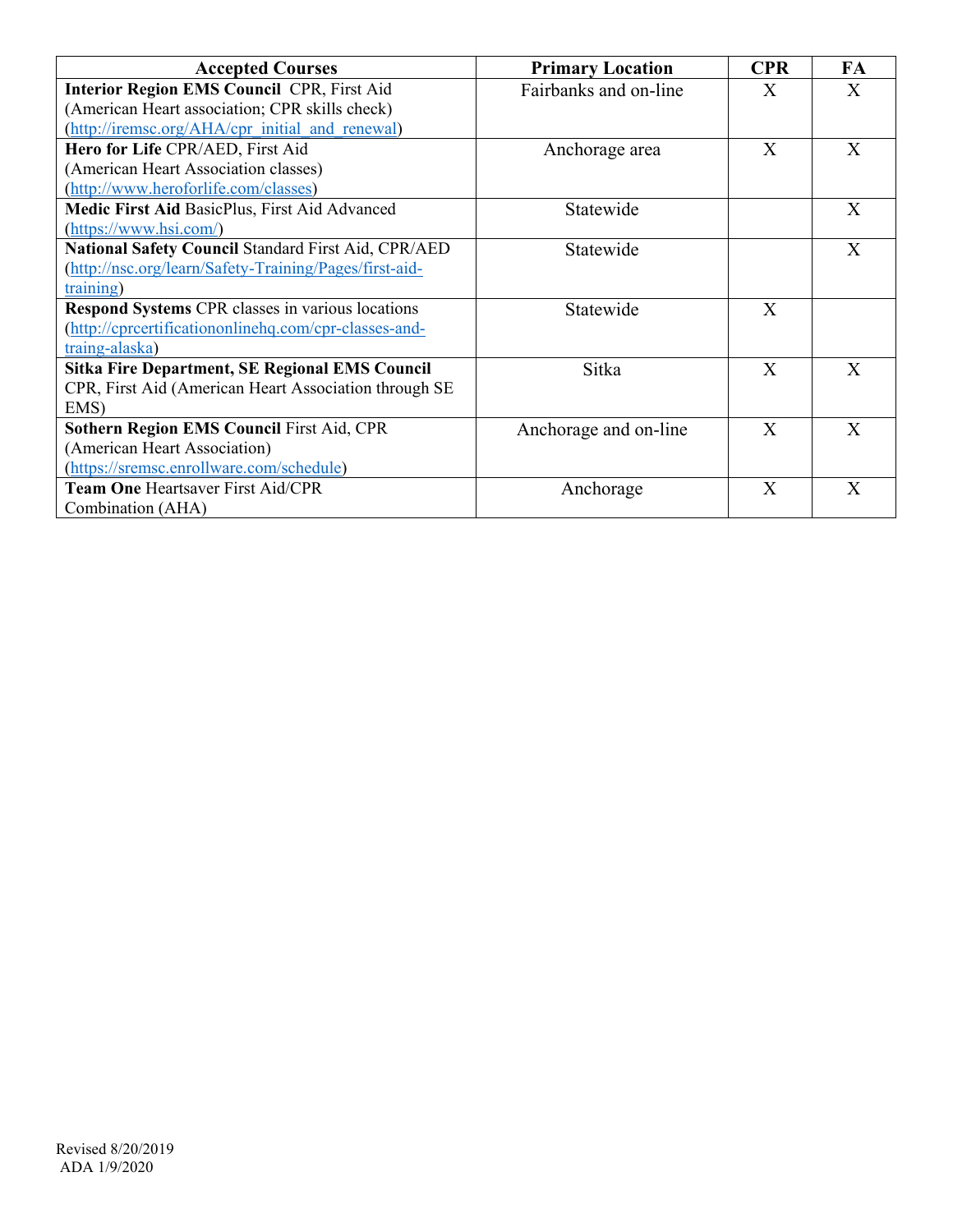| Accepted Courses | Primary Location | CPR | FA |
|---|---|---|---|
| **Interior Region EMS Council** CPR, First Aid (American Heart association; CPR skills check) (http://iremsc.org/AHA/cpr_initial_and_renewal) | Fairbanks and on-line | X | X |
| **Hero for Life** CPR/AED, First Aid (American Heart Association classes) (http://www.heroforlife.com/classes) | Anchorage area | X | X |
| **Medic First Aid** BasicPlus, First Aid Advanced (https://www.hsi.com/) | Statewide | | X |
| **National Safety Council** Standard First Aid, CPR/AED (http://nsc.org/learn/Safety-Training/Pages/first-aid-training) | Statewide | | X |
| **Respond Systems** CPR classes in various locations (http://cprcertificationonlinehq.com/cpr-classes-and-traing-alaska) | Statewide | X | |
| **Sitka Fire Department, SE Regional EMS Council** CPR, First Aid (American Heart Association through SE EMS) | Sitka | X | X |
| **Sothern Region EMS Council** First Aid, CPR (American Heart Association) (https://sremsc.enrollware.com/schedule) | Anchorage and on-line | X | X |
| **Team One** Heartsaver First Aid/CPR Combination (AHA) | Anchorage | X | X |

Revised 8/20/2019
ADA 1/9/2020